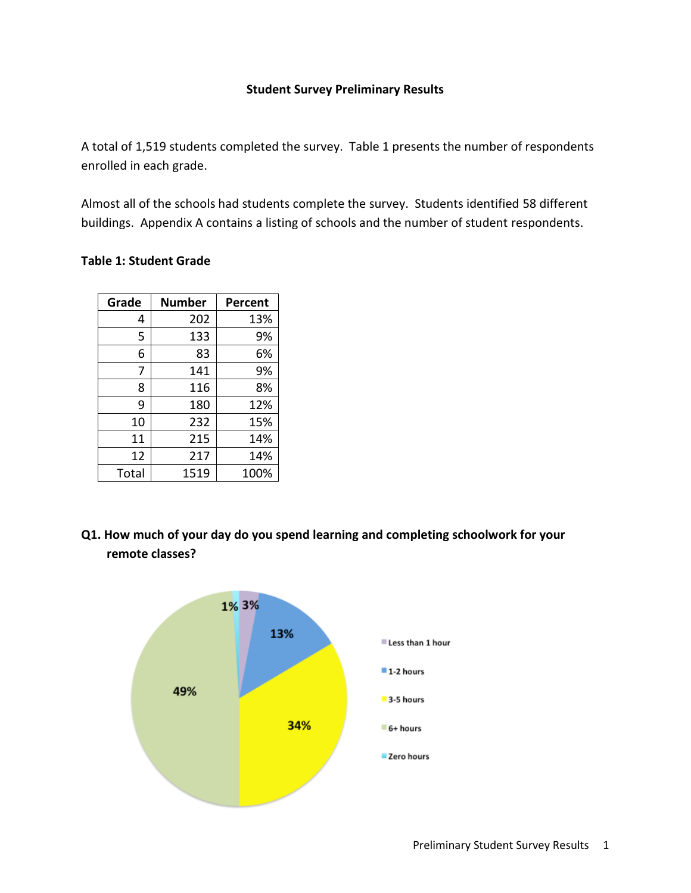# Student Survey Preliminary Results

A total of 1,519 students completed the survey. Table 1 presents the number of respondents enrolled in each grade.

Almost all of the schools had students complete the survey. Students identified 58 different buildings. Appendix A contains a listing of schools and the number of student respondents.

**Table 1: Student Grade**

| Grade | Number | Percent |
|---|---|---|
| 4 | 202 | 13% |
| 5 | 133 | 9% |
| 6 | 83 | 6% |
| 7 | 141 | 9% |
| 8 | 116 | 8% |
| 9 | 180 | 12% |
| 10 | 232 | 15% |
| 11 | 215 | 14% |
| 12 | 217 | 14% |
| Total | 1519 | 100% |

**Q1. How much of your day do you spend learning and completing schoolwork for your remote classes?**

| Response | Percent |
|---|---|
| Less than 1 hour | 3% |
| 1-2 hours | 13% |
| 3-5 hours | 34% |
| 6+ hours | 49% |
| Zero hours | 1% |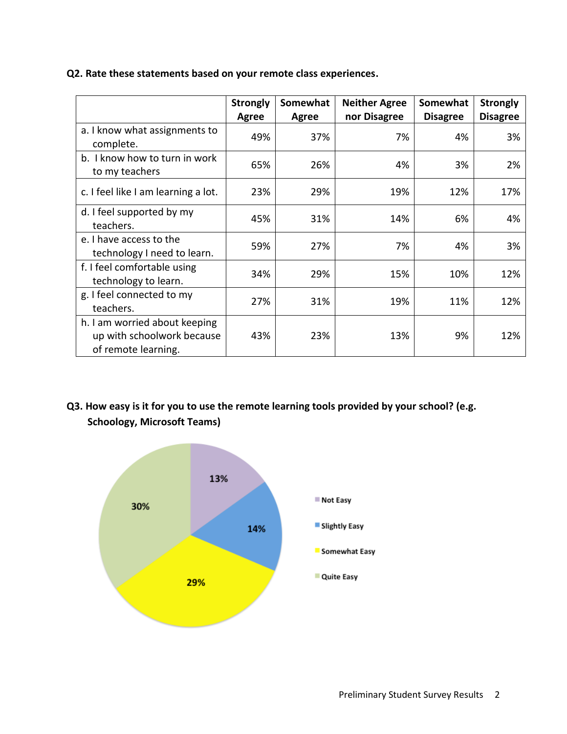**Q2. Rate these statements based on your remote class experiences.**

| | Strongly Agree | Somewhat Agree | Neither Agree nor Disagree | Somewhat Disagree | Strongly Disagree |
|---|---|---|---|---|---|
| a. I know what assignments to complete. | 49% | 37% | 7% | 4% | 3% |
| b. I know how to turn in work to my teachers | 65% | 26% | 4% | 3% | 2% |
| c. I feel like I am learning a lot. | 23% | 29% | 19% | 12% | 17% |
| d. I feel supported by my teachers. | 45% | 31% | 14% | 6% | 4% |
| e. I have access to the technology I need to learn. | 59% | 27% | 7% | 4% | 3% |
| f. I feel comfortable using technology to learn. | 34% | 29% | 15% | 10% | 12% |
| g. I feel connected to my teachers. | 27% | 31% | 19% | 11% | 12% |
| h. I am worried about keeping up with schoolwork because of remote learning. | 43% | 23% | 13% | 9% | 12% |

**Q3. How easy is it for you to use the remote learning tools provided by your school? (e.g. Schoology, Microsoft Teams)**

| Response | Percent |
|---|---|
| Not Easy | 13% |
| Slightly Easy | 14% |
| Somewhat Easy | 29% |
| Quite Easy | 30% |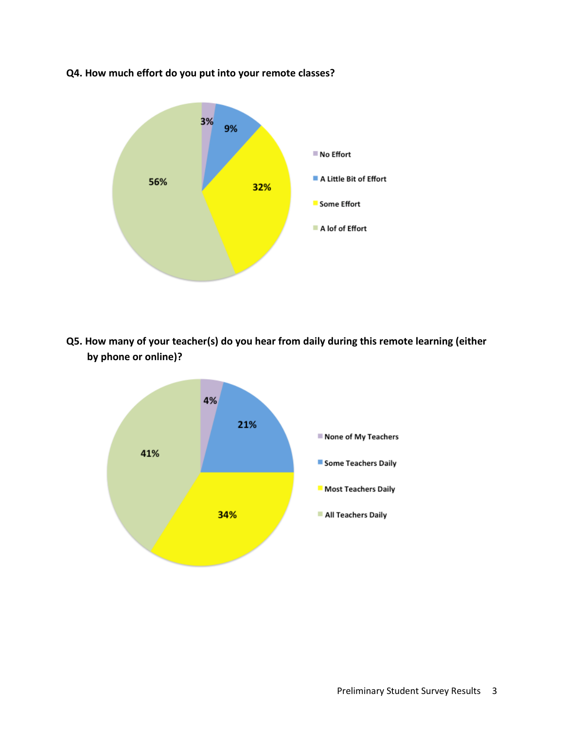**Q4. How much effort do you put into your remote classes?**

| Response | Percentage |
| --- | --- |
| No Effort | 3% |
| A Little Bit of Effort | 9% |
| Some Effort | 32% |
| A lof of Effort | 56% |

**Q5. How many of your teacher(s) do you hear from daily during this remote learning (either by phone or online)?**

| Response | Percentage |
| --- | --- |
| None of My Teachers | 4% |
| Some Teachers Daily | 21% |
| Most Teachers Daily | 34% |
| All Teachers Daily | 41% |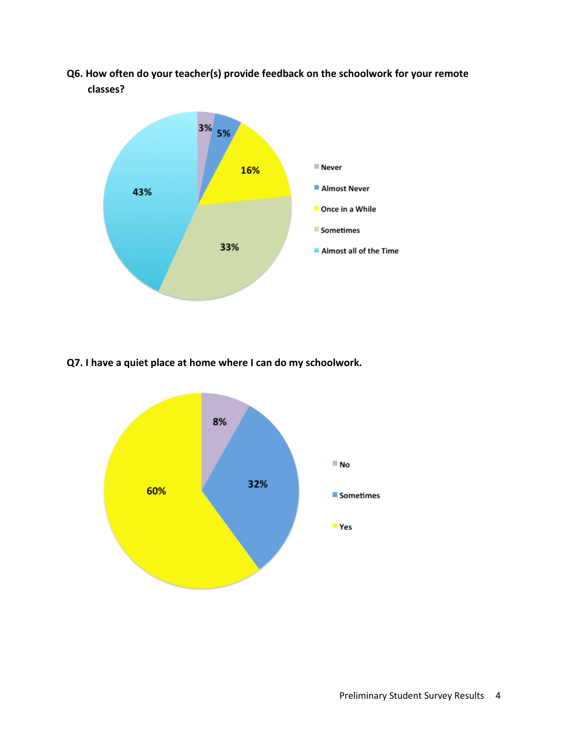**Q6. How often do your teacher(s) provide feedback on the schoolwork for your remote classes?**

| Response | Percentage |
| --- | --- |
| Never | 3% |
| Almost Never | 5% |
| Once in a While | 16% |
| Sometimes | 33% |
| Almost all of the Time | 43% |

**Q7. I have a quiet place at home where I can do my schoolwork.**

| Response | Percentage |
| --- | --- |
| No | 8% |
| Sometimes | 32% |
| Yes | 60% |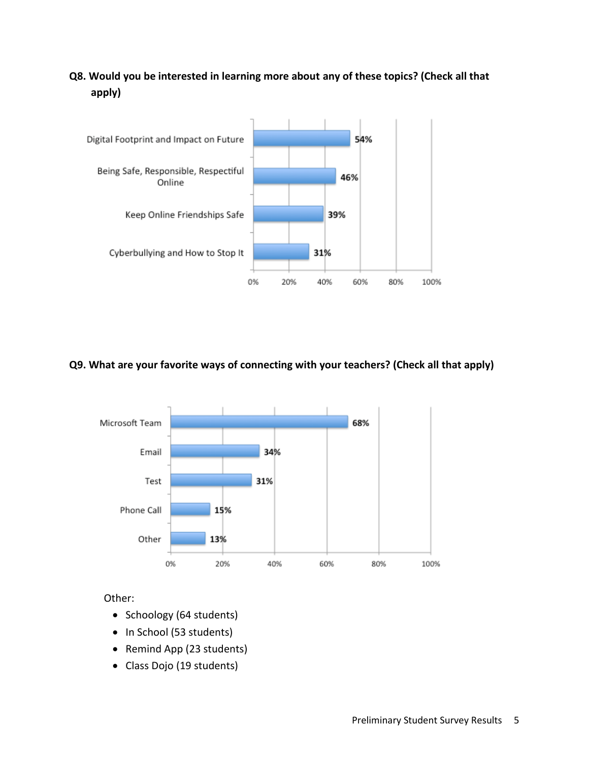**Q8. Would you be interested in learning more about any of these topics? (Check all that apply)**

| Topic | Percentage |
| --- | --- |
| Digital Footprint and Impact on Future | 54% |
| Being Safe, Responsible, Respectful Online | 46% |
| Keep Online Friendships Safe | 39% |
| Cyberbullying and How to Stop It | 31% |

**Q9. What are your favorite ways of connecting with your teachers? (Check all that apply)**

| Method | Percentage |
| --- | --- |
| Microsoft Team | 68% |
| Email | 34% |
| Test | 31% |
| Phone Call | 15% |
| Other | 13% |

Other:

- Schoology (64 students)
- In School (53 students)
- Remind App (23 students)
- Class Dojo (19 students)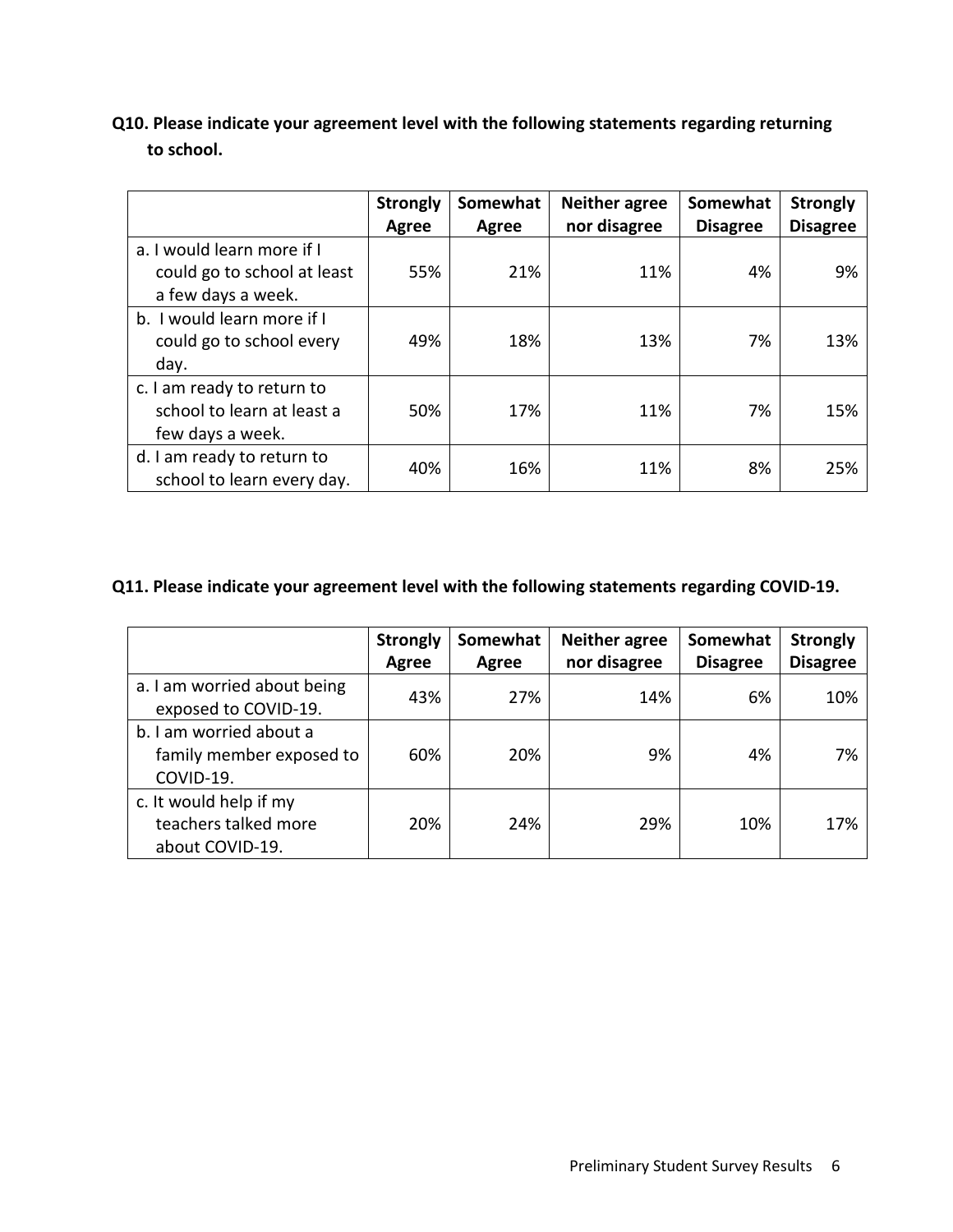**Q10. Please indicate your agreement level with the following statements regarding returning to school.**

| | Strongly Agree | Somewhat Agree | Neither agree nor disagree | Somewhat Disagree | Strongly Disagree |
|---|---|---|---|---|---|
| a. I would learn more if I could go to school at least a few days a week. | 55% | 21% | 11% | 4% | 9% |
| b. I would learn more if I could go to school every day. | 49% | 18% | 13% | 7% | 13% |
| c. I am ready to return to school to learn at least a few days a week. | 50% | 17% | 11% | 7% | 15% |
| d. I am ready to return to school to learn every day. | 40% | 16% | 11% | 8% | 25% |

**Q11. Please indicate your agreement level with the following statements regarding COVID-19.**

| | Strongly Agree | Somewhat Agree | Neither agree nor disagree | Somewhat Disagree | Strongly Disagree |
|---|---|---|---|---|---|
| a. I am worried about being exposed to COVID-19. | 43% | 27% | 14% | 6% | 10% |
| b. I am worried about a family member exposed to COVID-19. | 60% | 20% | 9% | 4% | 7% |
| c. It would help if my teachers talked more about COVID-19. | 20% | 24% | 29% | 10% | 17% |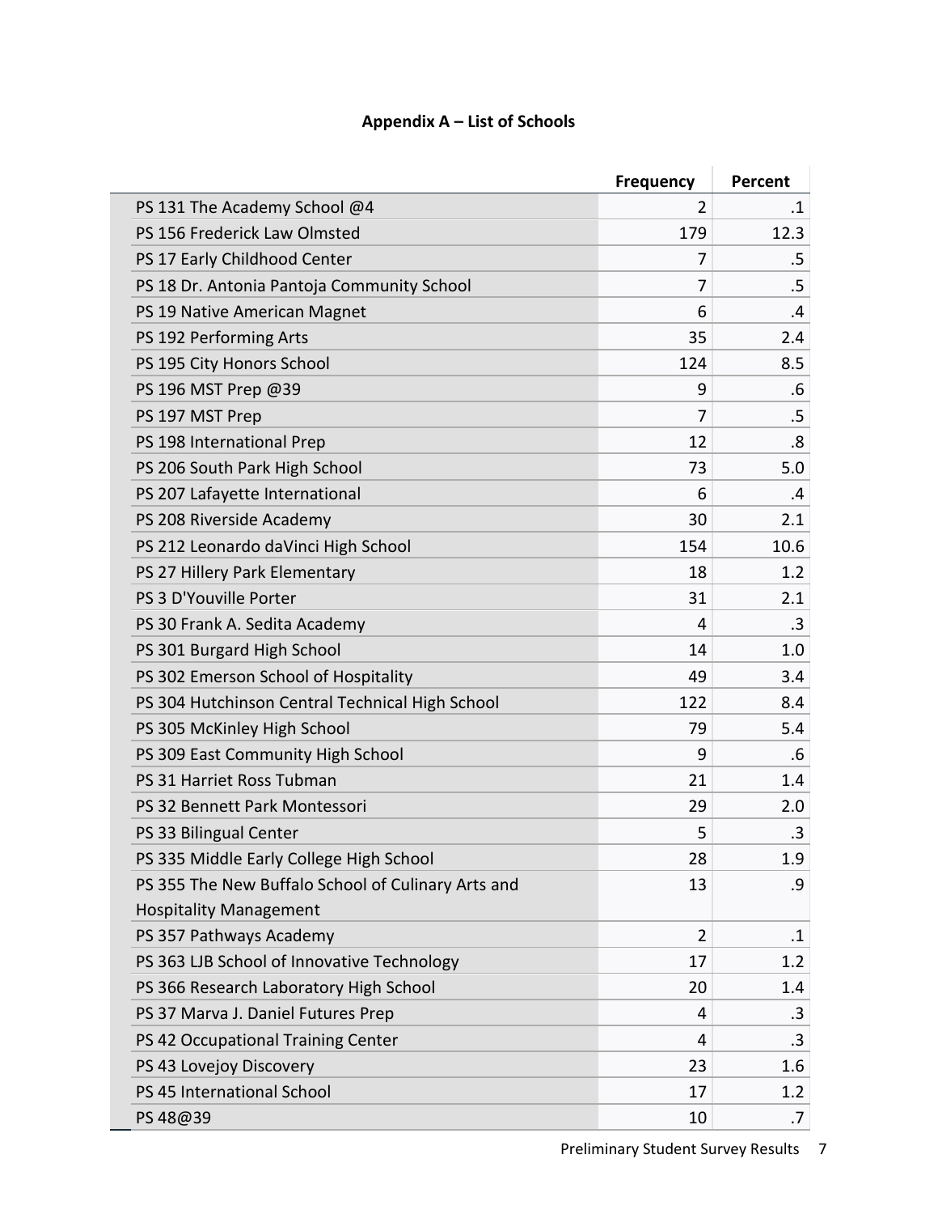## Appendix A – List of Schools

| | Frequency | Percent |
|---|---|---|
| PS 131 The Academy School @4 | 2 | .1 |
| PS 156 Frederick Law Olmsted | 179 | 12.3 |
| PS 17 Early Childhood Center | 7 | .5 |
| PS 18 Dr. Antonia Pantoja Community School | 7 | .5 |
| PS 19 Native American Magnet | 6 | .4 |
| PS 192 Performing Arts | 35 | 2.4 |
| PS 195 City Honors School | 124 | 8.5 |
| PS 196 MST Prep @39 | 9 | .6 |
| PS 197 MST Prep | 7 | .5 |
| PS 198 International Prep | 12 | .8 |
| PS 206 South Park High School | 73 | 5.0 |
| PS 207 Lafayette International | 6 | .4 |
| PS 208 Riverside Academy | 30 | 2.1 |
| PS 212 Leonardo daVinci High School | 154 | 10.6 |
| PS 27 Hillery Park Elementary | 18 | 1.2 |
| PS 3 D'Youville Porter | 31 | 2.1 |
| PS 30 Frank A. Sedita Academy | 4 | .3 |
| PS 301 Burgard High School | 14 | 1.0 |
| PS 302 Emerson School of Hospitality | 49 | 3.4 |
| PS 304 Hutchinson Central Technical High School | 122 | 8.4 |
| PS 305 McKinley High School | 79 | 5.4 |
| PS 309 East Community High School | 9 | .6 |
| PS 31 Harriet Ross Tubman | 21 | 1.4 |
| PS 32 Bennett Park Montessori | 29 | 2.0 |
| PS 33 Bilingual Center | 5 | .3 |
| PS 335 Middle Early College High School | 28 | 1.9 |
| PS 355 The New Buffalo School of Culinary Arts and Hospitality Management | 13 | .9 |
| PS 357 Pathways Academy | 2 | .1 |
| PS 363 LJB School of Innovative Technology | 17 | 1.2 |
| PS 366 Research Laboratory High School | 20 | 1.4 |
| PS 37 Marva J. Daniel Futures Prep | 4 | .3 |
| PS 42 Occupational Training Center | 4 | .3 |
| PS 43 Lovejoy Discovery | 23 | 1.6 |
| PS 45 International School | 17 | 1.2 |
| PS 48@39 | 10 | .7 |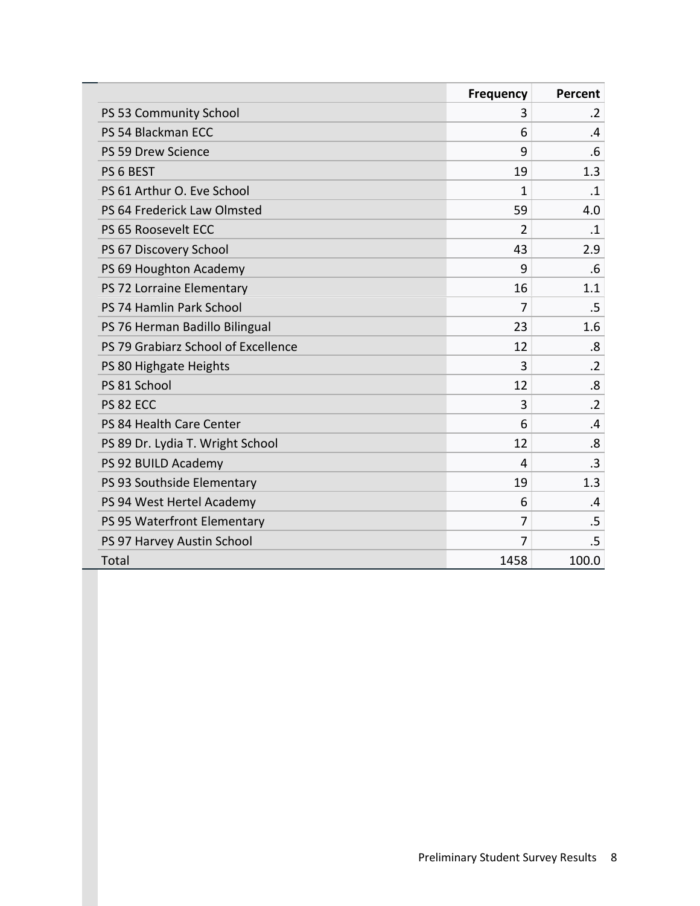| | Frequency | Percent |
|---|---|---|
| PS 53 Community School | 3 | .2 |
| PS 54 Blackman ECC | 6 | .4 |
| PS 59 Drew Science | 9 | .6 |
| PS 6 BEST | 19 | 1.3 |
| PS 61 Arthur O. Eve School | 1 | .1 |
| PS 64 Frederick Law Olmsted | 59 | 4.0 |
| PS 65 Roosevelt ECC | 2 | .1 |
| PS 67 Discovery School | 43 | 2.9 |
| PS 69 Houghton Academy | 9 | .6 |
| PS 72 Lorraine Elementary | 16 | 1.1 |
| PS 74 Hamlin Park School | 7 | .5 |
| PS 76 Herman Badillo Bilingual | 23 | 1.6 |
| PS 79 Grabiarz School of Excellence | 12 | .8 |
| PS 80 Highgate Heights | 3 | .2 |
| PS 81 School | 12 | .8 |
| PS 82 ECC | 3 | .2 |
| PS 84 Health Care Center | 6 | .4 |
| PS 89 Dr. Lydia T. Wright School | 12 | .8 |
| PS 92 BUILD Academy | 4 | .3 |
| PS 93 Southside Elementary | 19 | 1.3 |
| PS 94 West Hertel Academy | 6 | .4 |
| PS 95 Waterfront Elementary | 7 | .5 |
| PS 97 Harvey Austin School | 7 | .5 |
| Total | 1458 | 100.0 |